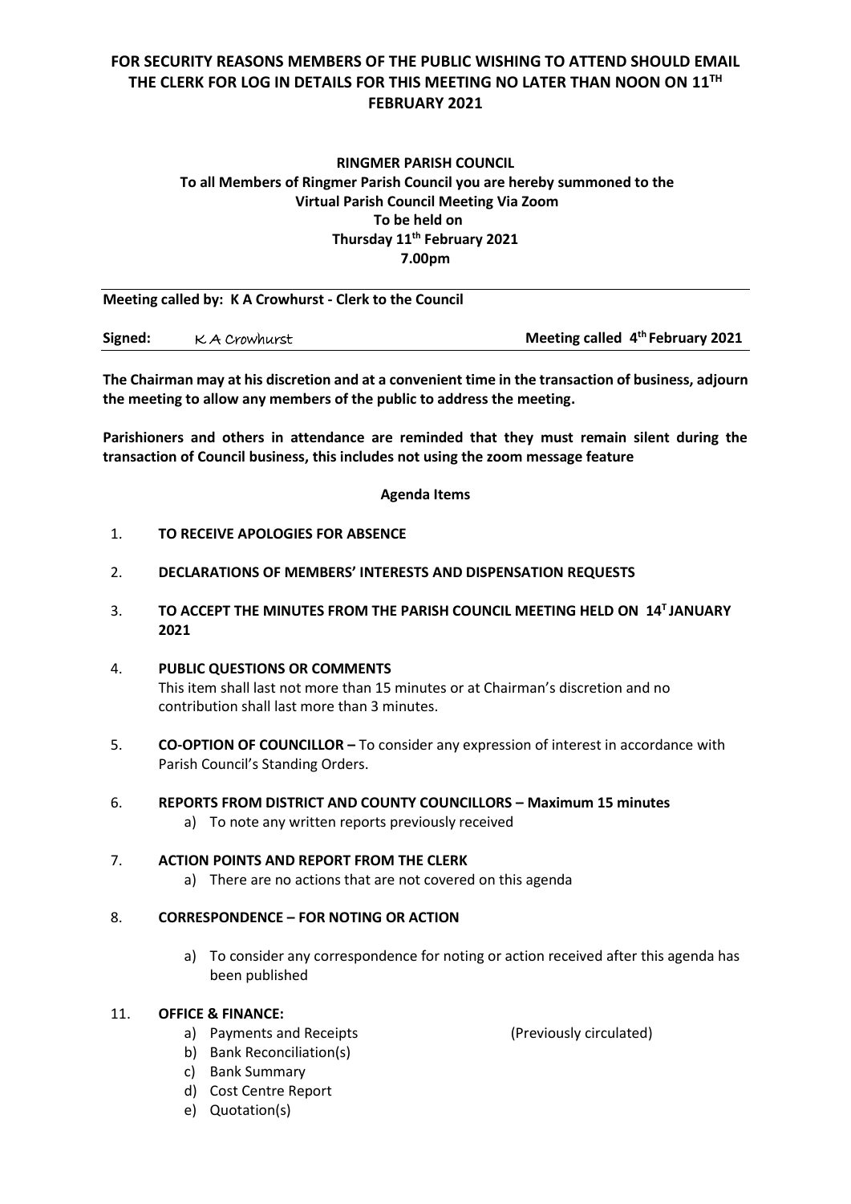**FOR SECURITY REASONS MEMBERS OF THE PUBLIC WISHING TO ATTEND SHOULD EMAIL THE CLERK FOR LOG IN DETAILS FOR THIS MEETING NO LATER THAN NOON ON 11TH FEBRUARY 2021**

**RINGMER PARISH COUNCIL**
**To all Members of Ringmer Parish Council you are hereby summoned to the Virtual Parish Council Meeting Via Zoom**
**To be held on**
**Thursday 11th February 2021**
**7.00pm**

**Meeting called by: K A Crowhurst - Clerk to the Council**

**Signed:** K A Crowhurst **Meeting called 4th February 2021**

**The Chairman may at his discretion and at a convenient time in the transaction of business, adjourn the meeting to allow any members of the public to address the meeting.**

**Parishioners and others in attendance are reminded that they must remain silent during the transaction of Council business, this includes not using the zoom message feature**

**Agenda Items**

1. **TO RECEIVE APOLOGIES FOR ABSENCE**

2. **DECLARATIONS OF MEMBERS' INTERESTS AND DISPENSATION REQUESTS**

3. **TO ACCEPT THE MINUTES FROM THE PARISH COUNCIL MEETING HELD ON 14T JANUARY 2021**

4. **PUBLIC QUESTIONS OR COMMENTS**
   This item shall last not more than 15 minutes or at Chairman's discretion and no contribution shall last more than 3 minutes.

5. **CO-OPTION OF COUNCILLOR –** To consider any expression of interest in accordance with Parish Council's Standing Orders.

6. **REPORTS FROM DISTRICT AND COUNTY COUNCILLORS – Maximum 15 minutes**
   a) To note any written reports previously received

7. **ACTION POINTS AND REPORT FROM THE CLERK**
   a) There are no actions that are not covered on this agenda

8. **CORRESPONDENCE – FOR NOTING OR ACTION**

   a) To consider any correspondence for noting or action received after this agenda has been published

11. **OFFICE & FINANCE:**
    a) Payments and Receipts (Previously circulated)
    b) Bank Reconciliation(s)
    c) Bank Summary
    d) Cost Centre Report
    e) Quotation(s)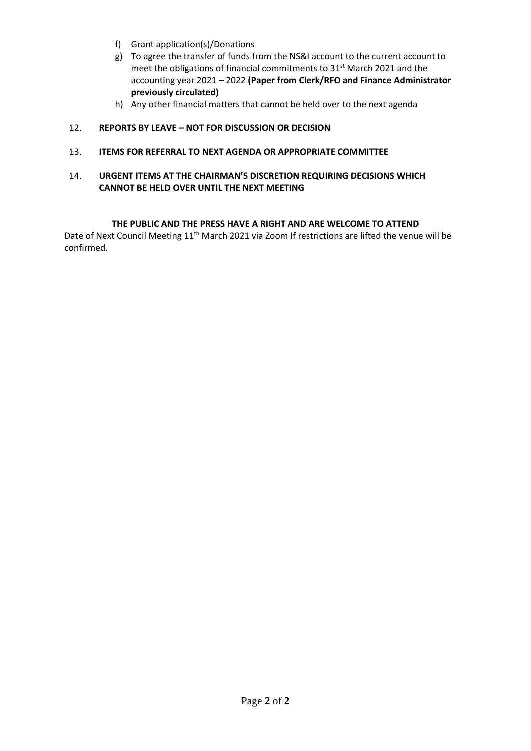f) Grant application(s)/Donations
g) To agree the transfer of funds from the NS&I account to the current account to meet the obligations of financial commitments to 31st March 2021 and the accounting year 2021 – 2022 **(Paper from Clerk/RFO and Finance Administrator previously circulated)**
h) Any other financial matters that cannot be held over to the next agenda

12. **REPORTS BY LEAVE – NOT FOR DISCUSSION OR DECISION**

13. **ITEMS FOR REFERRAL TO NEXT AGENDA OR APPROPRIATE COMMITTEE**

14. **URGENT ITEMS AT THE CHAIRMAN'S DISCRETION REQUIRING DECISIONS WHICH CANNOT BE HELD OVER UNTIL THE NEXT MEETING**

**THE PUBLIC AND THE PRESS HAVE A RIGHT AND ARE WELCOME TO ATTEND**

Date of Next Council Meeting 11th March 2021 via Zoom If restrictions are lifted the venue will be confirmed.